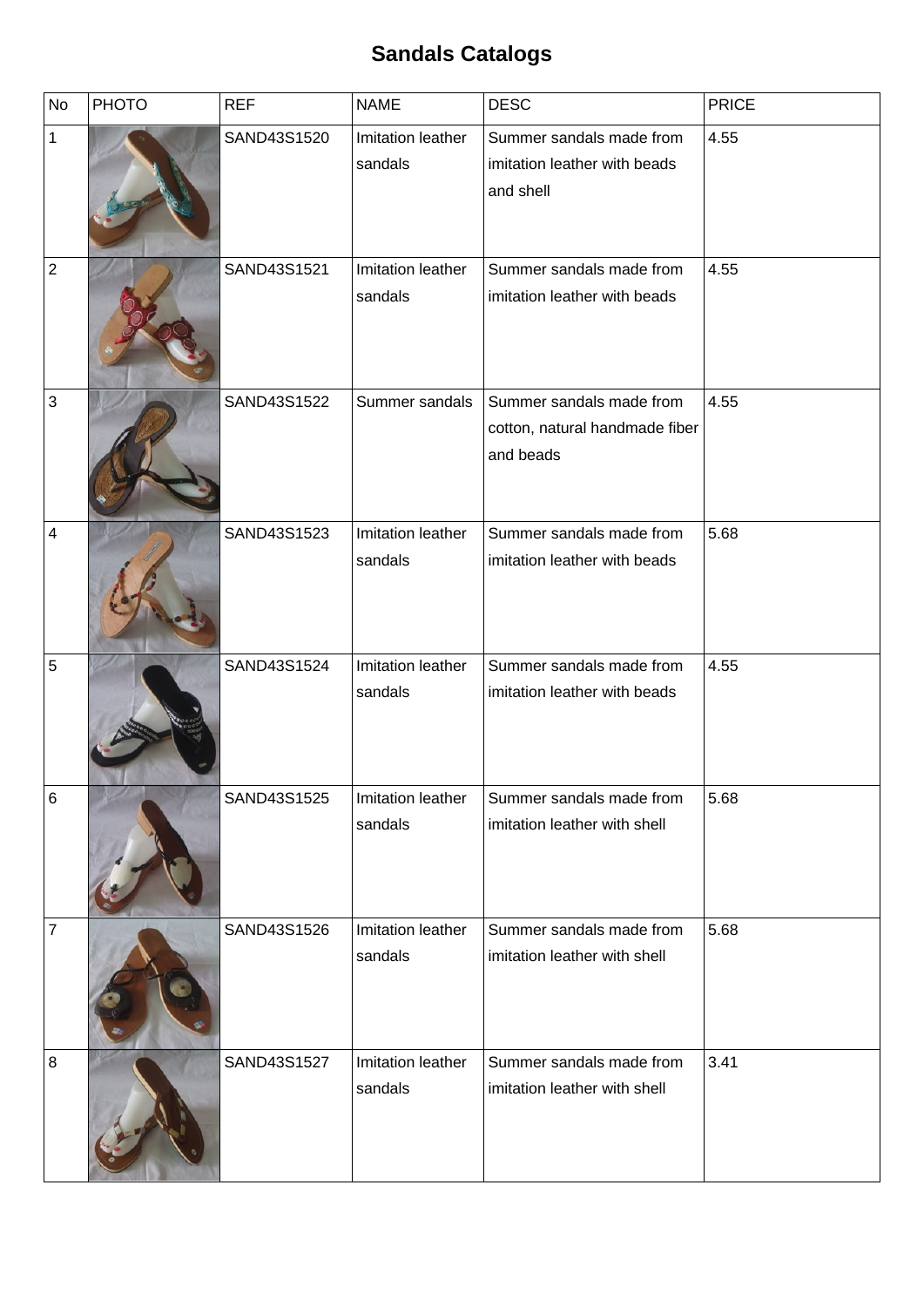# Sandals Catalogs

| No | PHOTO | REF | NAME | DESC | PRICE |
|---|---|---|---|---|---|
| 1 | | SAND43S1520 | Imitation leather sandals | Summer sandals made from imitation leather with beads and shell | 4.55 |
| 2 | | SAND43S1521 | Imitation leather sandals | Summer sandals made from imitation leather with beads | 4.55 |
| 3 | | SAND43S1522 | Summer sandals | Summer sandals made from cotton, natural handmade fiber and beads | 4.55 |
| 4 | | SAND43S1523 | Imitation leather sandals | Summer sandals made from imitation leather with beads | 5.68 |
| 5 | | SAND43S1524 | Imitation leather sandals | Summer sandals made from imitation leather with beads | 4.55 |
| 6 | | SAND43S1525 | Imitation leather sandals | Summer sandals made from imitation leather with shell | 5.68 |
| 7 | | SAND43S1526 | Imitation leather sandals | Summer sandals made from imitation leather with shell | 5.68 |
| 8 | | SAND43S1527 | Imitation leather sandals | Summer sandals made from imitation leather with shell | 3.41 |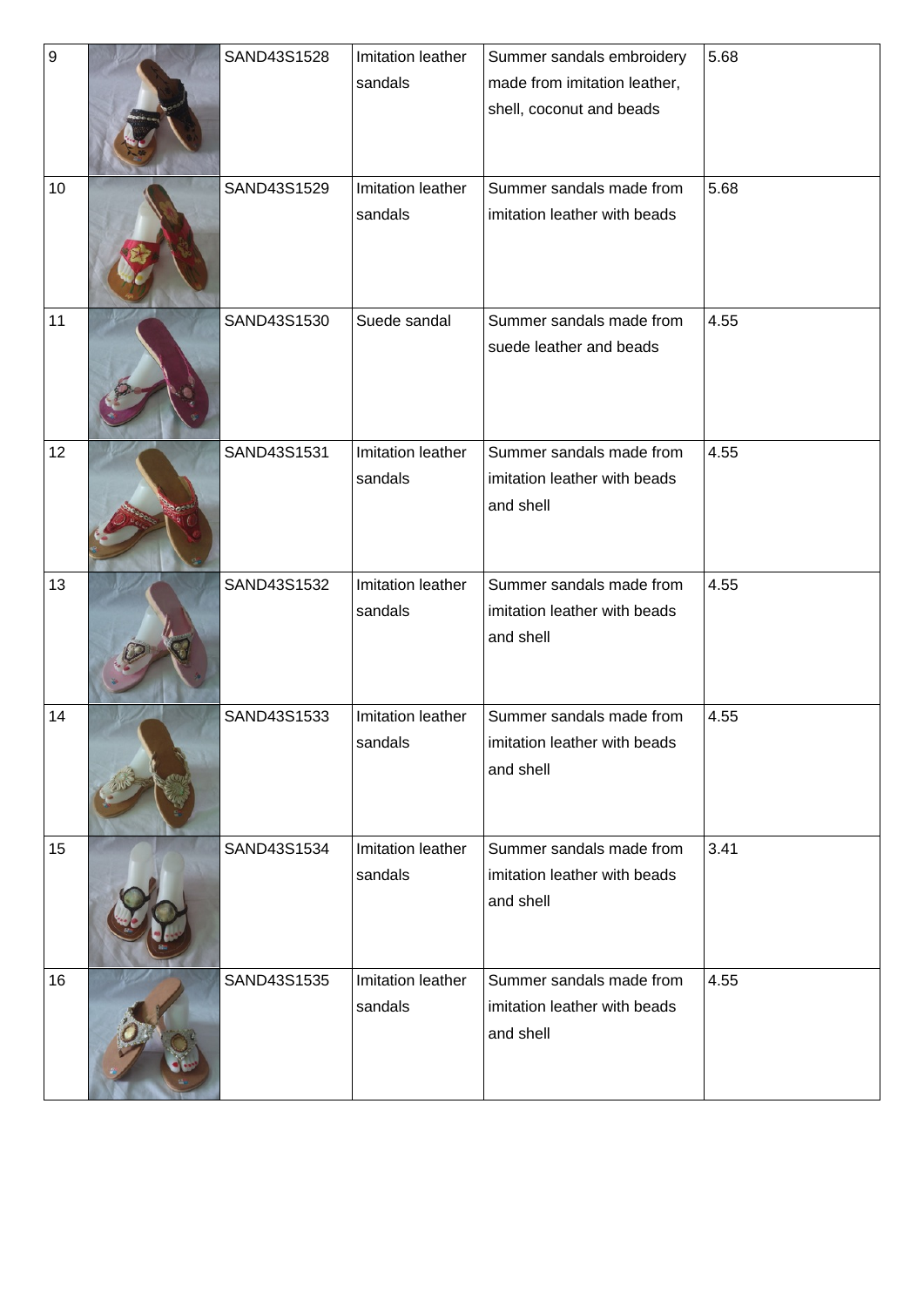| | | | | | |
|---|---|---|---|---|---|
| 9 | | SAND43S1528 | Imitation leather sandals | Summer sandals embroidery made from imitation leather, shell, coconut and beads | 5.68 |
| 10 | | SAND43S1529 | Imitation leather sandals | Summer sandals made from imitation leather with beads | 5.68 |
| 11 | | SAND43S1530 | Suede sandal | Summer sandals made from suede leather and beads | 4.55 |
| 12 | | SAND43S1531 | Imitation leather sandals | Summer sandals made from imitation leather with beads and shell | 4.55 |
| 13 | | SAND43S1532 | Imitation leather sandals | Summer sandals made from imitation leather with beads and shell | 4.55 |
| 14 | | SAND43S1533 | Imitation leather sandals | Summer sandals made from imitation leather with beads and shell | 4.55 |
| 15 | | SAND43S1534 | Imitation leather sandals | Summer sandals made from imitation leather with beads and shell | 3.41 |
| 16 | | SAND43S1535 | Imitation leather sandals | Summer sandals made from imitation leather with beads and shell | 4.55 |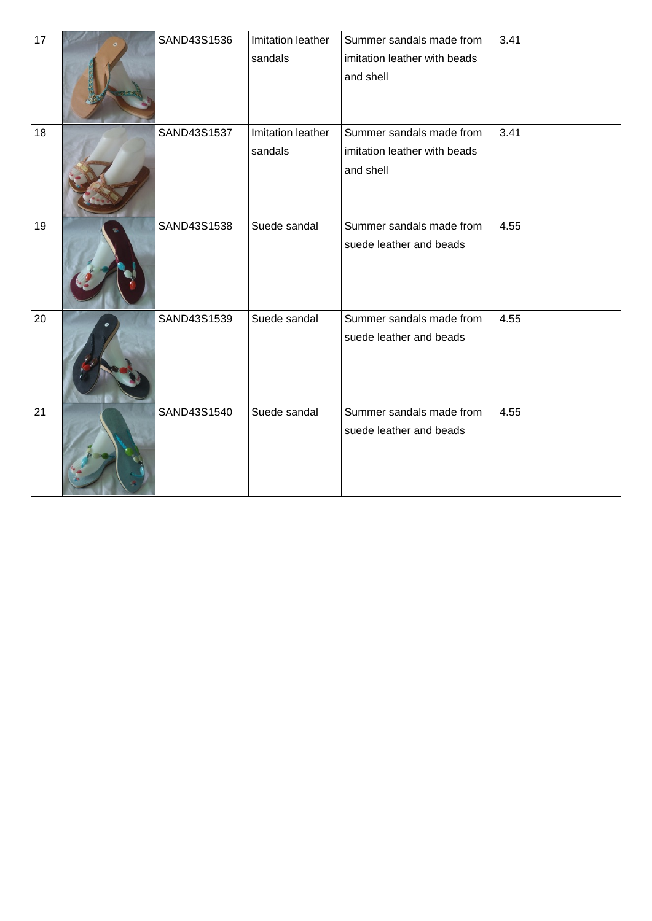| | | | | | |
|---|---|---|---|---|---|
| 17 | | SAND43S1536 | Imitation leather sandals | Summer sandals made from imitation leather with beads and shell | 3.41 |
| 18 | | SAND43S1537 | Imitation leather sandals | Summer sandals made from imitation leather with beads and shell | 3.41 |
| 19 | | SAND43S1538 | Suede sandal | Summer sandals made from suede leather and beads | 4.55 |
| 20 | | SAND43S1539 | Suede sandal | Summer sandals made from suede leather and beads | 4.55 |
| 21 | | SAND43S1540 | Suede sandal | Summer sandals made from suede leather and beads | 4.55 |